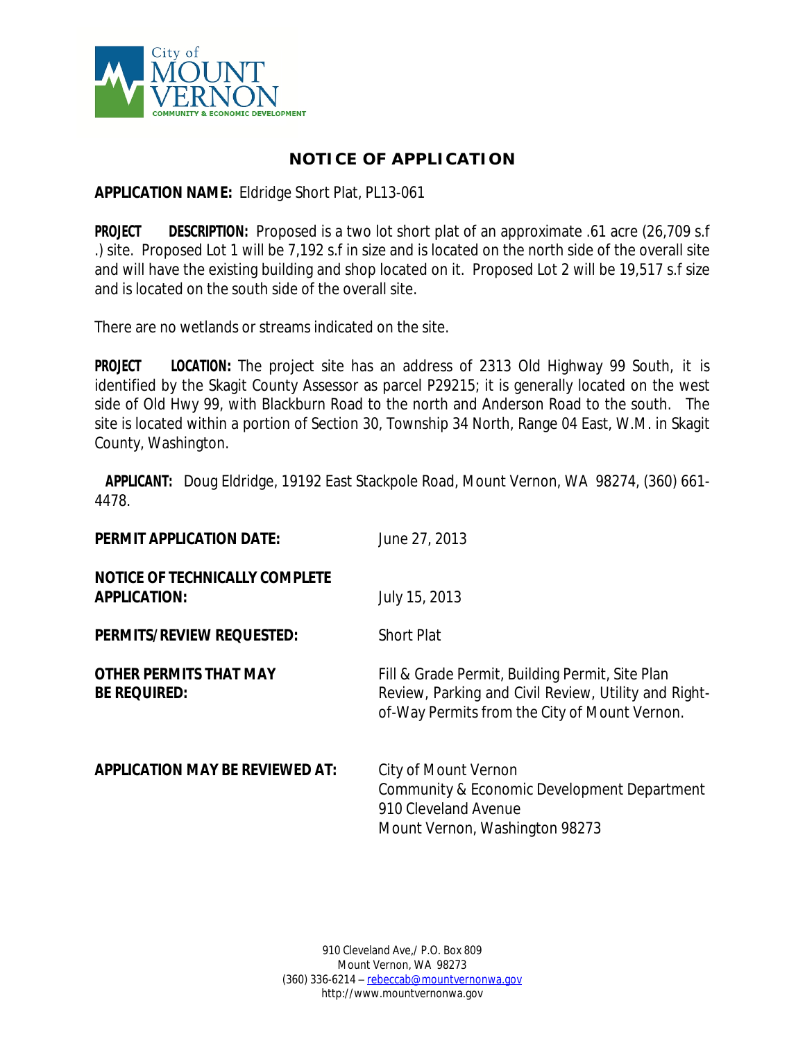City of MOUNT VERNON
COMMUNITY & ECONOMIC DEVELOPMENT

# NOTICE OF APPLICATION

**APPLICATION NAME:** Eldridge Short Plat, PL13-061

**PROJECT DESCRIPTION:** Proposed is a two lot short plat of an approximate .61 acre (26,709 s.f .) site. Proposed Lot 1 will be 7,192 s.f in size and is located on the north side of the overall site and will have the existing building and shop located on it. Proposed Lot 2 will be 19,517 s.f size and is located on the south side of the overall site.

There are no wetlands or streams indicated on the site.

**PROJECT LOCATION:** The project site has an address of 2313 Old Highway 99 South, it is identified by the Skagit County Assessor as parcel P29215; it is generally located on the west side of Old Hwy 99, with Blackburn Road to the north and Anderson Road to the south. The site is located within a portion of Section 30, Township 34 North, Range 04 East, W.M. in Skagit County, Washington.

**APPLICANT:** Doug Eldridge, 19192 East Stackpole Road, Mount Vernon, WA 98274, (360) 661-4478.

**PERMIT APPLICATION DATE:** June 27, 2013

**NOTICE OF TECHNICALLY COMPLETE APPLICATION:** July 15, 2013

**PERMITS/REVIEW REQUESTED:** Short Plat

**OTHER PERMITS THAT MAY BE REQUIRED:** Fill & Grade Permit, Building Permit, Site Plan Review, Parking and Civil Review, Utility and Right-of-Way Permits from the City of Mount Vernon.

**APPLICATION MAY BE REVIEWED AT:** City of Mount Vernon
Community & Economic Development Department
910 Cleveland Avenue
Mount Vernon, Washington 98273

910 Cleveland Ave,/ P.O. Box 809
Mount Vernon, WA 98273
(360) 336-6214 – rebeccab@mountvernonwa.gov
http://www.mountvernonwa.gov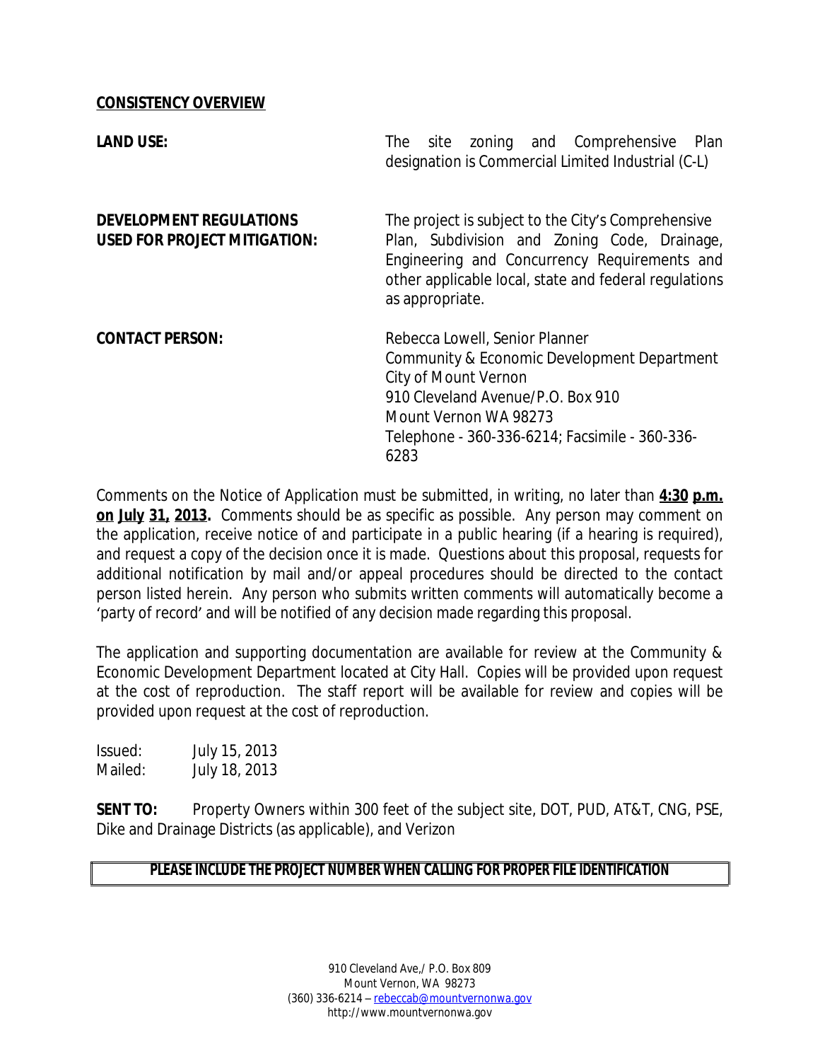**CONSISTENCY OVERVIEW**

| | |
|---|---|
| **LAND USE:** | The site zoning and Comprehensive Plan designation is Commercial Limited Industrial (C-L) |
| **DEVELOPMENT REGULATIONS USED FOR PROJECT MITIGATION:** | The project is subject to the City's Comprehensive Plan, Subdivision and Zoning Code, Drainage, Engineering and Concurrency Requirements and other applicable local, state and federal regulations as appropriate. |
| **CONTACT PERSON:** | Rebecca Lowell, Senior Planner<br>Community & Economic Development Department<br>City of Mount Vernon<br>910 Cleveland Avenue/P.O. Box 910<br>Mount Vernon WA 98273<br>Telephone - 360-336-6214; Facsimile - 360-336-6283 |

Comments on the Notice of Application must be submitted, in writing, no later than **4:30 p.m. on July 31, 2013.** Comments should be as specific as possible. Any person may comment on the application, receive notice of and participate in a public hearing (if a hearing is required), and request a copy of the decision once it is made. Questions about this proposal, requests for additional notification by mail and/or appeal procedures should be directed to the contact person listed herein. Any person who submits written comments will automatically become a 'party of record' and will be notified of any decision made regarding this proposal.

The application and supporting documentation are available for review at the Community & Economic Development Department located at City Hall. Copies will be provided upon request at the cost of reproduction. The staff report will be available for review and copies will be provided upon request at the cost of reproduction.

Issued: July 15, 2013
Mailed: July 18, 2013

**SENT TO:** Property Owners within 300 feet of the subject site, DOT, PUD, AT&T, CNG, PSE, Dike and Drainage Districts (as applicable), and Verizon

**PLEASE INCLUDE THE PROJECT NUMBER WHEN CALLING FOR PROPER FILE IDENTIFICATION**

910 Cleveland Ave,/ P.O. Box 809
Mount Vernon, WA 98273
(360) 336-6214 – rebeccab@mountvernonwa.gov
http://www.mountvernonwa.gov